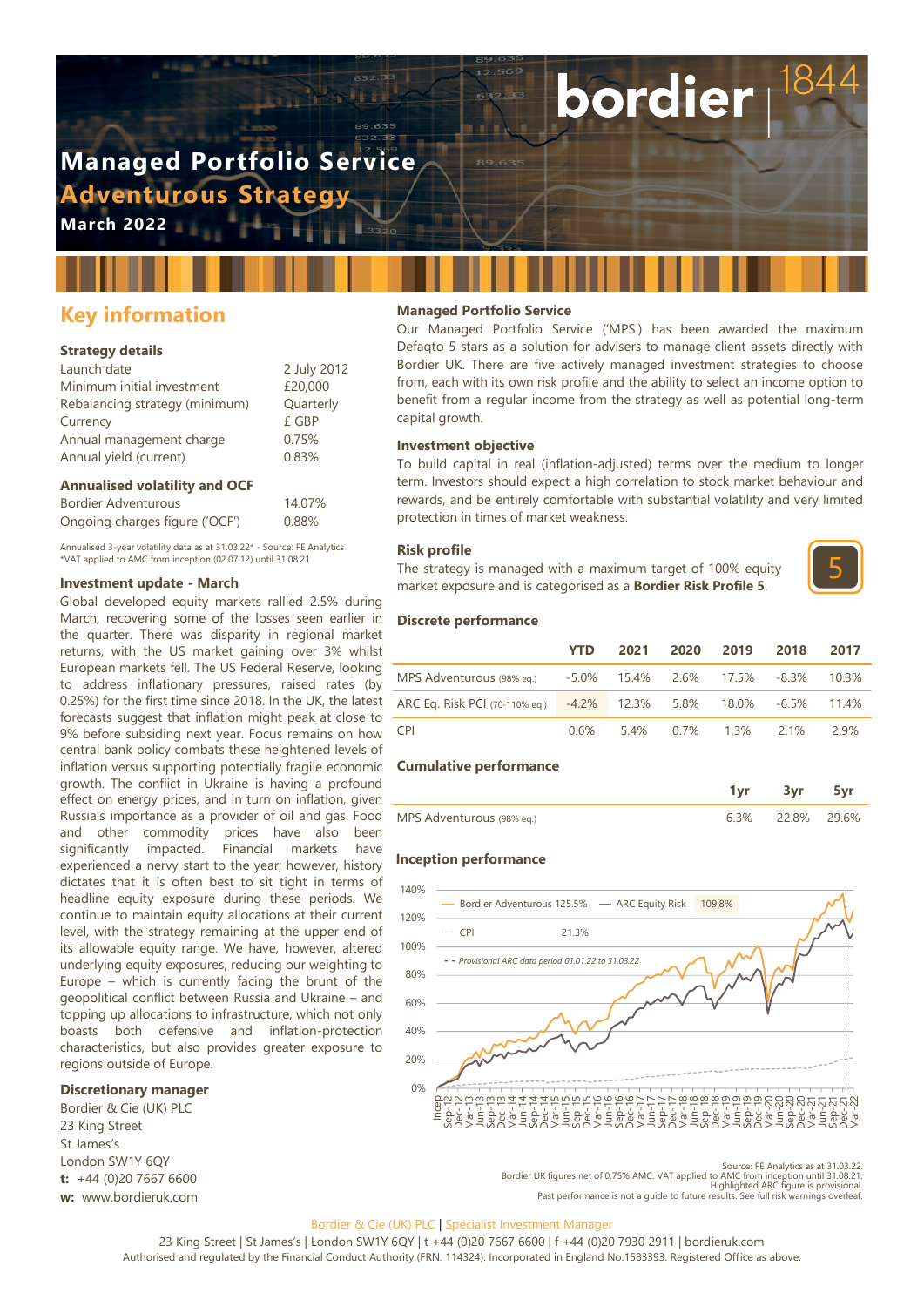# Managed Portfolio Service

## Adventurous Strategy

**March 2022**

## Key information

### Strategy details

| | |
|---|---|
| Launch date | 2 July 2012 |
| Minimum initial investment | £20,000 |
| Rebalancing strategy (minimum) | Quarterly |
| Currency | £ GBP |
| Annual management charge | 0.75% |
| Annual yield (current) | 0.83% |

### Annualised volatility and OCF

| | |
|---|---|
| Bordier Adventurous | 14.07% |
| Ongoing charges figure ('OCF') | 0.88% |

Annualised 3-year volatility data as at 31.03.22* - Source: FE Analytics
*VAT applied to AMC from inception (02.07.12) until 31.08.21

### Investment update - March

Global developed equity markets rallied 2.5% during March, recovering some of the losses seen earlier in the quarter. There was disparity in regional market returns, with the US market gaining over 3% whilst European markets fell. The US Federal Reserve, looking to address inflationary pressures, raised rates (by 0.25%) for the first time since 2018. In the UK, the latest forecasts suggest that inflation might peak at close to 9% before subsiding next year. Focus remains on how central bank policy combats these heightened levels of inflation versus supporting potentially fragile economic growth. The conflict in Ukraine is having a profound effect on energy prices, and in turn on inflation, given Russia's importance as a provider of oil and gas. Food and other commodity prices have also been significantly impacted. Financial markets have experienced a nervy start to the year; however, history dictates that it is often best to sit tight in terms of headline equity exposure during these periods. We continue to maintain equity allocations at their current level, with the strategy remaining at the upper end of its allowable equity range. We have, however, altered underlying equity exposures, reducing our weighting to Europe – which is currently facing the brunt of the geopolitical conflict between Russia and Ukraine – and topping up allocations to infrastructure, which not only boasts both defensive and inflation-protection characteristics, but also provides greater exposure to regions outside of Europe.

### Discretionary manager

Bordier & Cie (UK) PLC
23 King Street
St James's
London SW1Y 6QY
**t:** +44 (0)20 7667 6600
**w:** www.bordieruk.com

### Managed Portfolio Service

Our Managed Portfolio Service ('MPS') has been awarded the maximum Defaqto 5 stars as a solution for advisers to manage client assets directly with Bordier UK. There are five actively managed investment strategies to choose from, each with its own risk profile and the ability to select an income option to benefit from a regular income from the strategy as well as potential long-term capital growth.

### Investment objective

To build capital in real (inflation-adjusted) terms over the medium to longer term. Investors should expect a high correlation to stock market behaviour and rewards, and be entirely comfortable with substantial volatility and very limited protection in times of market weakness.

### Risk profile

The strategy is managed with a maximum target of 100% equity market exposure and is categorised as a **Bordier Risk Profile 5**.

5

### Discrete performance

| | YTD | 2021 | 2020 | 2019 | 2018 | 2017 |
|---|---|---|---|---|---|---|
| MPS Adventurous (98% eq.) | -5.0% | 15.4% | 2.6% | 17.5% | -8.3% | 10.3% |
| ARC Eq. Risk PCI (70-110% eq.) | -4.2% | 12.3% | 5.8% | 18.0% | -6.5% | 11.4% |
| CPI | 0.6% | 5.4% | 0.7% | 1.3% | 2.1% | 2.9% |

### Cumulative performance

| | 1yr | 3yr | 5yr |
|---|---|---|---|
| MPS Adventurous (98% eq.) | 6.3% | 22.8% | 29.6% |

### Inception performance

Bordier Adventurous 125.5% — ARC Equity Risk 109.8% — CPI 21.3%

- - Provisional ARC data period 01.01.22 to 31.03.22

Source: FE Analytics as at 31.03.22.
Bordier UK figures net of 0.75% AMC. VAT applied to AMC from inception until 31.08.21.
Highlighted ARC figure is provisional.
Past performance is not a guide to future results. See full risk warnings overleaf.

Bordier & Cie (UK) PLC | Specialist Investment Manager

23 King Street | St James's | London SW1Y 6QY | t +44 (0)20 7667 6600 | f +44 (0)20 7930 2911 | bordieruk.com
Authorised and regulated by the Financial Conduct Authority (FRN. 114324). Incorporated in England No.1583393. Registered Office as above.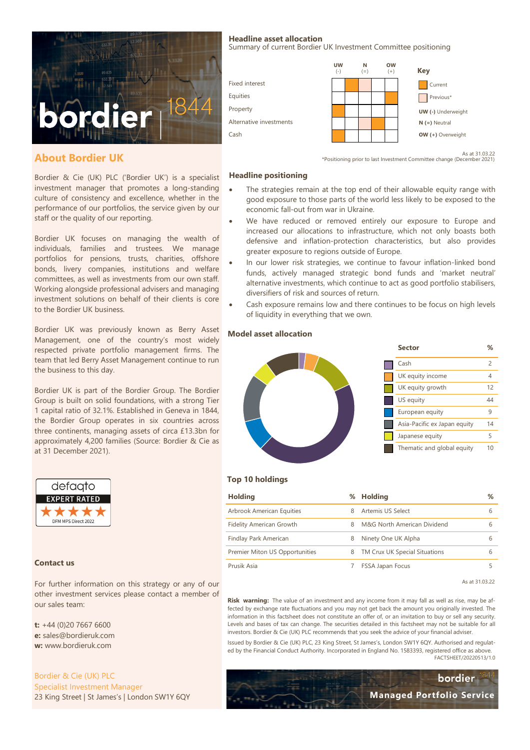bordier 1844

## About Bordier UK

Bordier & Cie (UK) PLC ('Bordier UK') is a specialist investment manager that promotes a long-standing culture of consistency and excellence, whether in the performance of our portfolios, the service given by our staff or the quality of our reporting.

Bordier UK focuses on managing the wealth of individuals, families and trustees. We manage portfolios for pensions, trusts, charities, offshore bonds, livery companies, institutions and welfare committees, as well as investments from our own staff. Working alongside professional advisers and managing investment solutions on behalf of their clients is core to the Bordier UK business.

Bordier UK was previously known as Berry Asset Management, one of the country's most widely respected private portfolio management firms. The team that led Berry Asset Management continue to run the business to this day.

Bordier UK is part of the Bordier Group. The Bordier Group is built on solid foundations, with a strong Tier 1 capital ratio of 32.1%. Established in Geneva in 1844, the Bordier Group operates in six countries across three continents, managing assets of circa £13.3bn for approximately 4,200 families (Source: Bordier & Cie as at 31 December 2021).

defaqto
EXPERT RATED
★★★★★
DFM MPS Direct 2022

### Contact us

For further information on this strategy or any of our other investment services please contact a member of our sales team:

**t:** +44 (0)20 7667 6600
**e:** sales@bordieruk.com
**w:** www.bordieruk.com

Bordier & Cie (UK) PLC
Specialist Investment Manager
23 King Street | St James's | London SW1Y 6QY

### Headline asset allocation

Summary of current Bordier UK Investment Committee positioning

UW (-) N (=) OW (+)

Fixed interest
Equities
Property
Alternative investments
Cash

Key
Current
Previous*
UW (-) Underweight
N (=) Neutral
OW (+) Overweight

As at 31.03.22
*Positioning prior to last Investment Committee change (December 2021)

### Headline positioning

- The strategies remain at the top end of their allowable equity range with good exposure to those parts of the world less likely to be exposed to the economic fall-out from war in Ukraine.
- We have reduced or removed entirely our exposure to Europe and increased our allocations to infrastructure, which not only boasts both defensive and inflation-protection characteristics, but also provides greater exposure to regions outside of Europe.
- In our lower risk strategies, we continue to favour inflation-linked bond funds, actively managed strategic bond funds and 'market neutral' alternative investments, which continue to act as good portfolio stabilisers, diversifiers of risk and sources of return.
- Cash exposure remains low and there continues to be focus on high levels of liquidity in everything that we own.

### Model asset allocation

| Sector | % |
|---|---|
| Cash | 2 |
| UK equity income | 4 |
| UK equity growth | 12 |
| US equity | 44 |
| European equity | 9 |
| Asia-Pacific ex Japan equity | 14 |
| Japanese equity | 5 |
| Thematic and global equity | 10 |

### Top 10 holdings

| Holding | % | Holding | % |
|---|---|---|---|
| Arbrook American Equities | 8 | Artemis US Select | 6 |
| Fidelity American Growth | 8 | M&G North American Dividend | 6 |
| Findlay Park American | 8 | Ninety One UK Alpha | 6 |
| Premier Miton US Opportunities | 8 | TM Crux UK Special Situations | 6 |
| Prusik Asia | 7 | FSSA Japan Focus | 5 |

As at 31.03.22

**Risk warning:** The value of an investment and any income from it may fall as well as rise, may be affected by exchange rate fluctuations and you may not get back the amount you originally invested. The information in this factsheet does not constitute an offer of, or an invitation to buy or sell any security. Levels and bases of tax can change. The securities detailed in this factsheet may not be suitable for all investors. Bordier & Cie (UK) PLC recommends that you seek the advice of your financial adviser.

Issued by Bordier & Cie (UK) PLC, 23 King Street, St James's, London SW1Y 6QY. Authorised and regulated by the Financial Conduct Authority. Incorporated in England No. 1583393, registered office as above.
FACTSHEET/20220513/1.0

bordier 1844
Managed Portfolio Service